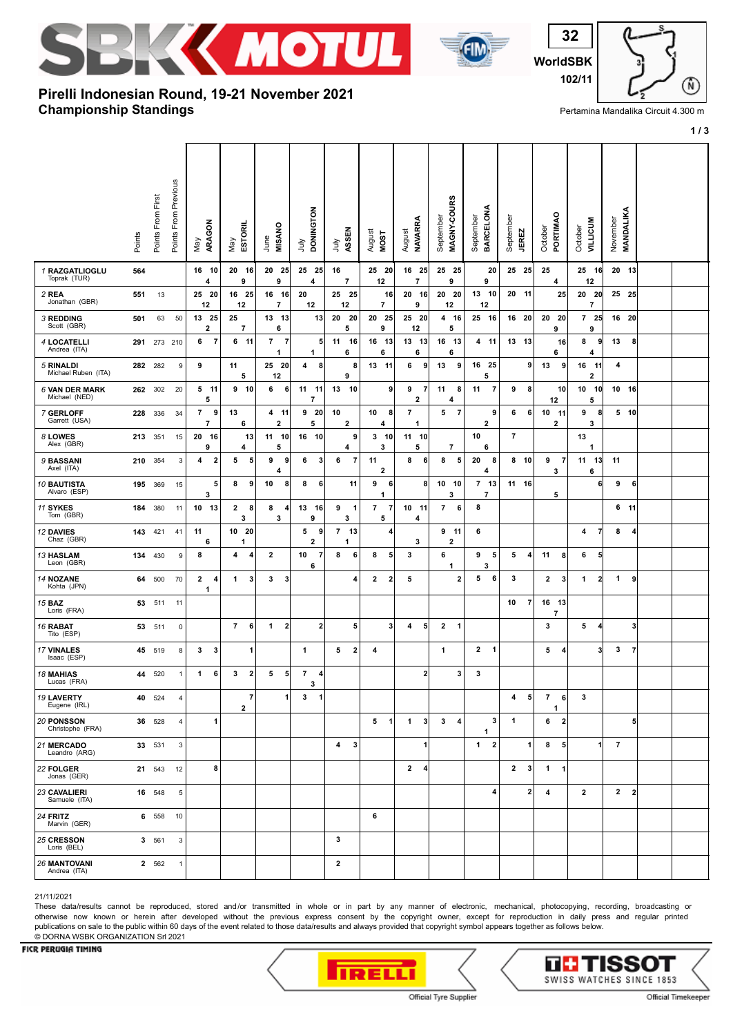# Pirelli Indonesian Round, 19-21 November 2021

## Championship Standings

Pertamina Mandalika Circuit 4.300 m

WorldSBK 102/11 — 32

| Rider | Points | Points From First | Points From Previous | May ARAGON | | | May ESTORIL | | | June MISANO | | | July DONINGTON | | | July ASSEN | | | August MOST | | | August NAVARRA | | | September MAGNY-COURS | | | September BARCELONA | | | September JEREZ | | | October PORTIMAO | | | October VILLICUM | | | November MANDALIKA | | |
|---|---|---|---|---|---|---|---|---|---|---|---|---|---|---|---|---|---|---|---|---|---|---|---|---|---|---|---|---|---|---|---|---|---|---|---|---|---|---|---|---|---|---|
| 1 RAZGATLIOGLU Toprak (TUR) | 564 | | | 16 | 4 | 10 | 20 | 9 | 16 | 20 | 9 | 25 | 25 | 4 | 25 | 16 | 7 | | 25 | 12 | 20 | 16 | 7 | 25 | 25 | 9 | 25 | | 9 | 20 | 25 | | 25 | 25 | 4 | | 25 | 12 | 16 | 20 | | 13 |
| 2 REA Jonathan (GBR) | 551 | 13 | | 25 | 12 | 20 | 16 | 12 | 25 | 16 | 7 | 16 | 20 | 12 | | 25 | 12 | 25 | | 7 | 16 | 20 | 9 | 16 | 20 | 12 | 20 | 13 | 12 | 10 | 20 | | 11 | | | 25 | 20 | 7 | 20 | 25 | | 25 |
| 3 REDDING Scott (GBR) | 501 | 63 | 50 | 13 | 2 | 25 | 25 | 7 | | 13 | 6 | 13 | | | 13 | 20 | 5 | 20 | 20 | 9 | 25 | 25 | 12 | 20 | 4 | 5 | 16 | 25 | | 16 | 16 | | 20 | 20 | 9 | 20 | 7 | 9 | 25 | 16 | | 20 |
| 4 LOCATELLI Andrea (ITA) | 291 | 273 | 210 | 6 | | 7 | 6 | | 11 | 7 | 1 | 7 | | 1 | 5 | 11 | 6 | 16 | 16 | 6 | 13 | 13 | 6 | 13 | 16 | 6 | 13 | 4 | | 11 | 13 | | 13 | | 6 | 16 | 8 | 4 | 9 | 13 | | 8 |
| 5 RINALDI Michael Ruben (ITA) | 282 | 282 | 9 | 9 | | | 11 | 5 | | 25 | 12 | 20 | 4 | | 8 | | 9 | 8 | 13 | | 11 | 6 | | 9 | 13 | | 9 | 16 | 5 | 25 | | | 9 | 13 | | 9 | 16 | 2 | 11 | 4 | | |
| 6 VAN DER MARK Michael (NED) | 262 | 302 | 20 | 5 | 5 | 11 | 9 | | 10 | 6 | | 6 | 11 | 7 | 11 | 13 | | 10 | | | 9 | 9 | 2 | 7 | 11 | 4 | 8 | 11 | | 7 | 9 | | 8 | | 12 | 10 | 10 | 5 | 10 | 10 | | 16 |
| 7 GERLOFF Garrett (USA) | 228 | 336 | 34 | 7 | 7 | 9 | 13 | 6 | | 4 | 2 | 11 | 9 | 5 | 20 | 10 | 2 | | 10 | 4 | 8 | 7 | 1 | | 5 | | 7 | | 2 | 9 | 6 | | 6 | 10 | 2 | 11 | 9 | 3 | 8 | 5 | | 10 |
| 8 LOWES Alex (GBR) | 213 | 351 | 15 | 20 | 9 | 16 | | 4 | 13 | 11 | 5 | 10 | 16 | | 10 | | 4 | 9 | 3 | 3 | 10 | 11 | 5 | 10 | | 7 | | 10 | 6 | | 7 | | | | | | 13 | 1 | | | | |
| 9 BASSANI Axel (ITA) | 210 | 354 | 3 | 4 | | 2 | 5 | | 5 | 9 | 4 | 9 | 6 | | 3 | 6 | | 7 | 11 | 2 | | 8 | | 6 | 8 | | 5 | 20 | 4 | 8 | 8 | | 10 | 9 | 3 | 7 | 11 | 6 | 13 | 11 | | |
| 10 BAUTISTA Alvaro (ESP) | 195 | 369 | 15 | | 3 | 5 | 8 | | 9 | 10 | | 8 | 8 | | 6 | | | 11 | 9 | 1 | 6 | | | 8 | 10 | 3 | 10 | 7 | 7 | 13 | 11 | | 16 | | 5 | | | | 6 | 9 | | 6 |
| 11 SYKES Tom (GBR) | 184 | 380 | 11 | 10 | | 13 | 2 | 3 | 8 | 8 | 3 | 4 | 13 | 9 | 16 | 9 | 3 | 1 | 7 | 5 | 7 | 10 | 4 | 11 | 7 | | 6 | 8 | | | | | | | | | | | | 6 | | 11 |
| 12 DAVIES Chaz (GBR) | 143 | 421 | 41 | 11 | 6 | | 10 | 1 | 20 | | | | 5 | 2 | 9 | 7 | 1 | 13 | | | 4 | | 3 | | 9 | 2 | 11 | 6 | | | | | | | | | 4 | | 7 | 8 | | 4 |
| 13 HASLAM Leon (GBR) | 134 | 430 | 9 | 8 | | | 4 | | 4 | 2 | | | 10 | 6 | 7 | 8 | | 6 | 8 | | 5 | 3 | | | 6 | 1 | | 9 | 3 | 5 | 5 | | 4 | 11 | | 8 | 6 | | 5 | | | |
| 14 NOZANE Kohta (JPN) | 64 | 500 | 70 | 2 | 1 | 4 | 1 | | 3 | 3 | | 3 | | | | | | 4 | 2 | | 2 | 5 | | | | | 2 | 5 | | 6 | 3 | | | 2 | | 3 | 1 | | 2 | 1 | | 9 |
| 15 BAZ Loris (FRA) | 53 | 511 | 11 | | | | | | | | | | | | | | | | | | | | | | | | | | | | 10 | | 7 | 16 | 7 | 13 | | | | | | |
| 16 RABAT Tito (ESP) | 53 | 511 | 0 | | | | 7 | | 6 | 1 | | 2 | | | 2 | | | 5 | | | 3 | 4 | | 5 | 2 | | 1 | | | | | | | 3 | | | 5 | | 4 | | | 3 |
| 17 VINALES Isaac (ESP) | 45 | 519 | 8 | 3 | | 3 | | | 1 | | | | 1 | | | 5 | | 2 | 4 | | | | | | 1 | | | 2 | | 1 | | | | 5 | | 4 | | | 3 | 3 | | 7 |
| 18 MAHIAS Lucas (FRA) | 44 | 520 | 1 | 1 | | 6 | 3 | | 2 | 5 | | 5 | 7 | 3 | 4 | | | | | | | | | 2 | | | 3 | 3 | | | | | | | | | | | | | | |
| 19 LAVERTY Eugene (IRL) | 40 | 524 | 4 | | | | | 2 | 7 | | | 1 | 3 | | 1 | | | | | | | | | | | | | | | | 4 | | 5 | 7 | 1 | 6 | 3 | | | | | |
| 20 PONSSON Christophe (FRA) | 36 | 528 | 4 | | | 1 | | | | | | | | | | | | | 5 | | 1 | 1 | | 3 | 3 | | 4 | | 1 | 3 | 1 | | | 6 | | 2 | | | | | | 5 |
| 21 MERCADO Leandro (ARG) | 33 | 531 | 3 | | | | | | | | | | | | | 4 | | 3 | | | | | | 1 | | | | 1 | | 2 | | | 1 | 8 | | 5 | | | 1 | 7 | | |
| 22 FOLGER Jonas (GER) | 21 | 543 | 12 | | | 8 | | | | | | | | | | | | | | | | 2 | | 4 | | | | | | | 2 | | 3 | 1 | | 1 | | | | | | |
| 23 CAVALIERI Samuele (ITA) | 16 | 548 | 5 | | | | | | | | | | | | | | | | | | | | | | | | | | | 4 | | | 2 | 4 | | | 2 | | | 2 | | 2 |
| 24 FRITZ Marvin (GER) | 6 | 558 | 10 | | | | | | | | | | | | | | | | 6 | | | | | | | | | | | | | | | | | | | | | | | |
| 25 CRESSON Loris (BEL) | 3 | 561 | 3 | | | | | | | | | | | | | 3 | | | | | | | | | | | | | | | | | | | | | | | | | | |
| 26 MANTOVANI Andrea (ITA) | 2 | 562 | 1 | | | | | | | | | | | | | 2 | | | | | | | | | | | | | | | | | | | | | | | | | | |

21/11/2021

These data/results cannot be reproduced, stored and/or transmitted in whole or in part by any manner of electronic, mechanical, photocopying, recording, broadcasting or otherwise now known or herein after developed without the previous express consent by the copyright owner, except for reproduction in daily press and regular printed publications on sale to the public within 60 days of the event related to those data/results and always provided that copyright symbol appears together as follows below.

© DORNA WSBK ORGANIZATION Srl 2021

FICR PERUGIA TIMING

Official Tyre Supplier — Official Timekeeper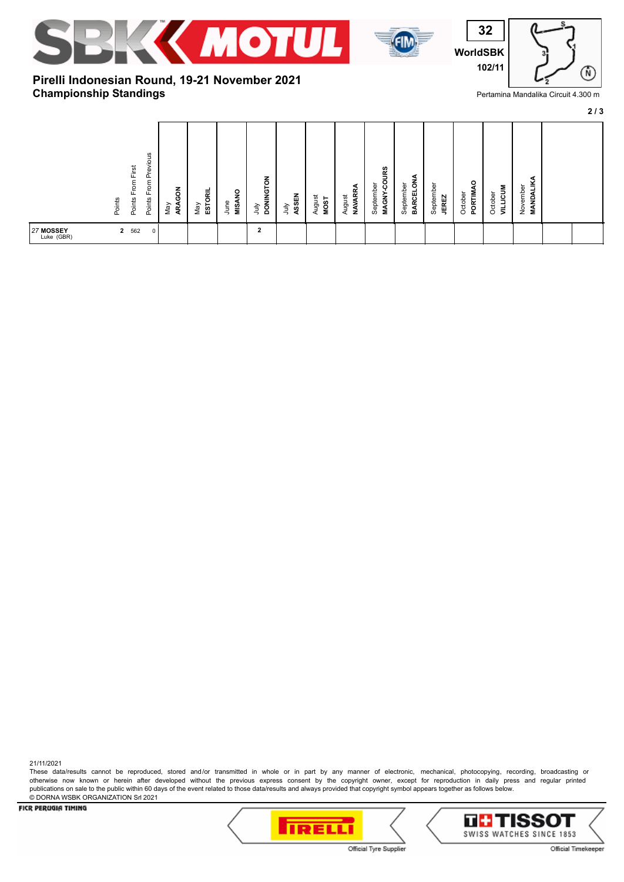## Pirelli Indonesian Round, 19-21 November 2021
## Championship Standings

Pertamina Mandalika Circuit 4.300 m

|  | Points | Points From First | Points From Previous | May ARAGON | May ESTORIL | June MISANO | July DONINGTON | July ASSEN | August MOST | August NAVARRA | September MAGNY-COURS | September BARCELONA | September JEREZ | October PORTIMAO | October VILLICUM | November MANDALIKA |  |  |
|---|---|---|---|---|---|---|---|---|---|---|---|---|---|---|---|---|---|---|
| 27 **MOSSEY** Luke (GBR) | 2 | 562 | 0 |  |  |  | 2 |  |  |  |  |  |  |  |  |  |  |  |

21/11/2021

These data/results cannot be reproduced, stored and/or transmitted in whole or in part by any manner of electronic, mechanical, photocopying, recording, broadcasting or otherwise now known or herein after developed without the previous express consent by the copyright owner, except for reproduction in daily press and regular printed publications on sale to the public within 60 days of the event related to those data/results and always provided that copyright symbol appears together as follows below.
© DORNA WSBK ORGANIZATION Srl 2021

Official Tyre Supplier — Official Timekeeper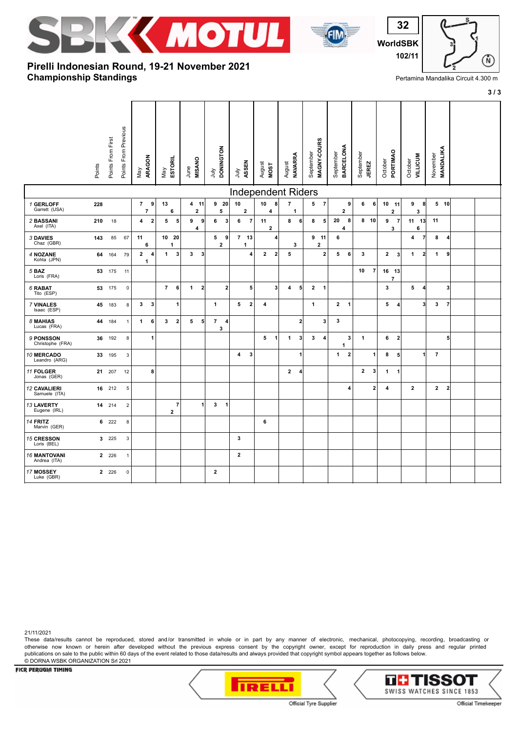# Pirelli Indonesian Round, 19-21 November 2021
## Championship Standings

WorldSBK 102/11

Pertamina Mandalika Circuit 4.300 m

### Independent Riders

| Rider | Points | Points From First | Points From Previous | May ARAGON | May ESTORIL | June MISANO | July DONINGTON | July ASSEN | August MOST | August NAVARRA | September MAGNY-COURS | September BARCELONA | September JEREZ | October PORTIMAO | October VILLICUM | November MANDALIKA |
|---|---|---|---|---|---|---|---|---|---|---|---|---|---|---|---|---|
| 1 GERLOFF Garrett (USA) | 228 | | | 7 9 7 | 13 6 | 4 11 2 | 9 20 5 | 10 2 | 10 8 4 | 7 1 | 5 7 | 9 2 | 6 6 | 10 11 2 | 9 8 3 | 5 10 |
| 2 BASSANI Axel (ITA) | 210 | 18 | | 4 2 | 5 5 | 9 9 4 | 6 3 | 6 7 | 11 2 | 8 6 | 8 5 | 20 8 4 | 8 10 | 9 7 3 | 11 13 6 | 11 |
| 3 DAVIES Chaz (GBR) | 143 | 85 | 67 | 11 6 | 10 20 1 | | 5 9 2 | 7 13 1 | 4 | 3 | 9 11 2 | 6 | | | 4 7 | 8 4 |
| 4 NOZANE Kohta (JPN) | 64 | 164 | 79 | 2 4 1 | 1 3 | 3 3 | | 4 | 2 2 | 5 | 2 | 5 6 | 3 | 2 3 | 1 2 | 1 9 |
| 5 BAZ Loris (FRA) | 53 | 175 | 11 | | | | | | | | | | 10 7 | 16 13 7 | | |
| 6 RABAT Tito (ESP) | 53 | 175 | 0 | | 7 6 | 1 2 | 2 | 5 | 3 | 4 5 | 2 1 | | | 3 | 5 4 | 3 |
| 7 VINALES Isaac (ESP) | 45 | 183 | 8 | 3 3 | 1 | | 1 | 5 2 | 4 | | 1 | 2 1 | | 5 4 | 3 | 3 7 |
| 8 MAHIAS Lucas (FRA) | 44 | 184 | 1 | 1 6 | 3 2 | 5 5 | 7 4 3 | | | 2 | 3 | 3 | | | | |
| 9 PONSSON Christophe (FRA) | 36 | 192 | 8 | 1 | | | | | 5 1 | 1 3 | 3 4 | 3 1 | 1 | 6 2 | | 5 |
| 10 MERCADO Leandro (ARG) | 33 | 195 | 3 | | | | | 4 3 | | 1 | | 1 2 | 1 | 8 5 | 1 | 7 |
| 11 FOLGER Jonas (GER) | 21 | 207 | 12 | 8 | | | | | | 2 4 | | | 2 3 | 1 1 | | |
| 12 CAVALIERI Samuele (ITA) | 16 | 212 | 5 | | | | | | | | | 4 | 2 | 4 | 2 | 2 2 |
| 13 LAVERTY Eugene (IRL) | 14 | 214 | 2 | | 7 2 | 1 | 3 1 | | | | | | | | | |
| 14 FRITZ Marvin (GER) | 6 | 222 | 8 | | | | | | 6 | | | | | | | |
| 15 CRESSON Loris (BEL) | 3 | 225 | 3 | | | | | 3 | | | | | | | | |
| 16 MANTOVANI Andrea (ITA) | 2 | 226 | 1 | | | | | 2 | | | | | | | | |
| 17 MOSSEY Luke (GBR) | 2 | 226 | 0 | | | | 2 | | | | | | | | | |

21/11/2021

These data/results cannot be reproduced, stored and/or transmitted in whole or in part by any manner of electronic, mechanical, photocopying, recording, broadcasting or otherwise now known or herein after developed without the previous express consent by the copyright owner, except for reproduction in daily press and regular printed publications on sale to the public within 60 days of the event related to those data/results and always provided that copyright symbol appears together as follows below.

© DORNA WSBK ORGANIZATION Srl 2021

FICR PERUGIA TIMING

Official Tyre Supplier — PIRELLI

Official Timekeeper — TISSOT SWISS WATCHES SINCE 1853